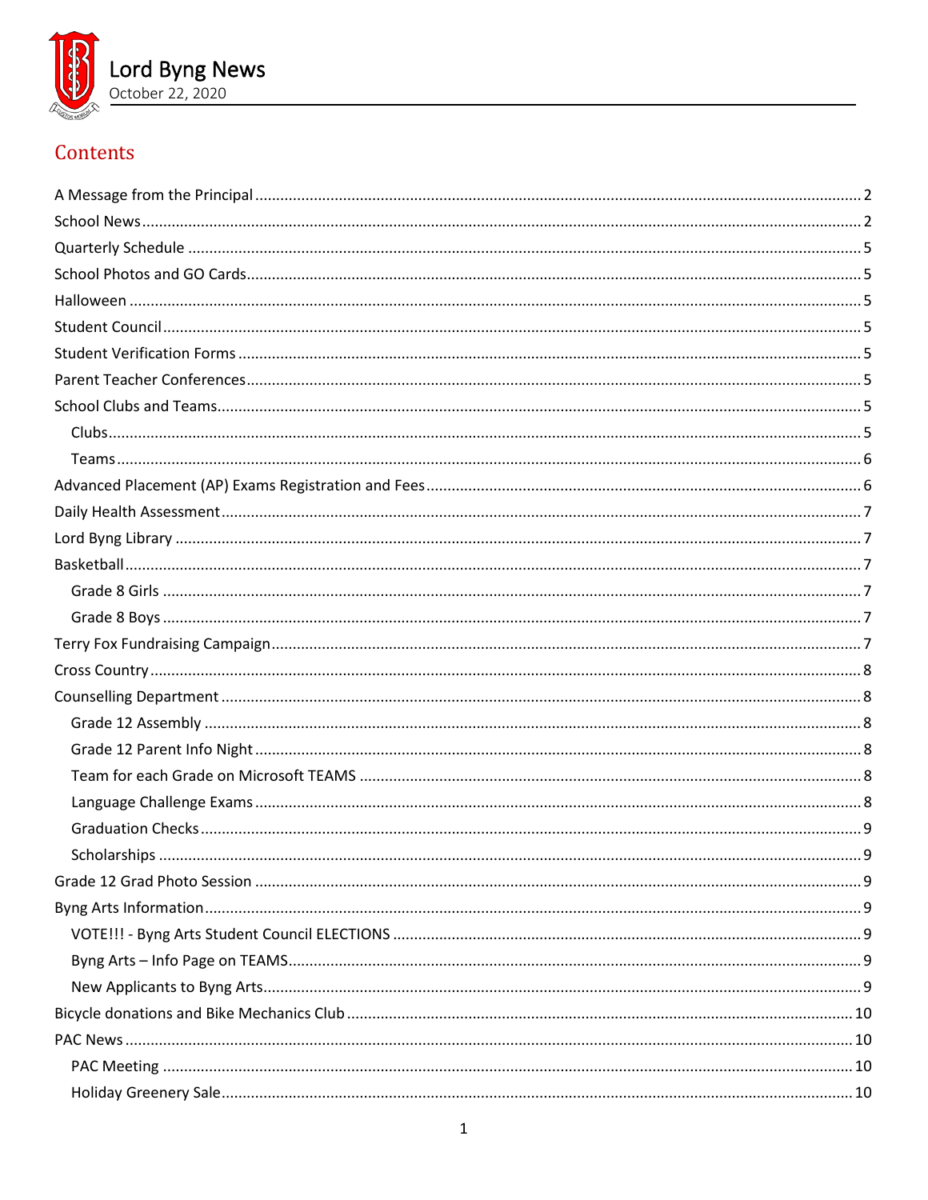# Lord Byng News

October 22, 2020

## Contents

- A Message from the Principal ..... 2
- School News ..... 2
- Quarterly Schedule ..... 5
- School Photos and GO Cards ..... 5
- Halloween ..... 5
- Student Council ..... 5
- Student Verification Forms ..... 5
- Parent Teacher Conferences ..... 5
- School Clubs and Teams ..... 5
  - Clubs ..... 5
  - Teams ..... 6
- Advanced Placement (AP) Exams Registration and Fees ..... 6
- Daily Health Assessment ..... 7
- Lord Byng Library ..... 7
- Basketball ..... 7
  - Grade 8 Girls ..... 7
  - Grade 8 Boys ..... 7
- Terry Fox Fundraising Campaign ..... 7
- Cross Country ..... 8
- Counselling Department ..... 8
  - Grade 12 Assembly ..... 8
  - Grade 12 Parent Info Night ..... 8
  - Team for each Grade on Microsoft TEAMS ..... 8
  - Language Challenge Exams ..... 8
  - Graduation Checks ..... 9
  - Scholarships ..... 9
- Grade 12 Grad Photo Session ..... 9
- Byng Arts Information ..... 9
  - VOTE!!! - Byng Arts Student Council ELECTIONS ..... 9
  - Byng Arts – Info Page on TEAMS ..... 9
  - New Applicants to Byng Arts ..... 9
- Bicycle donations and Bike Mechanics Club ..... 10
- PAC News ..... 10
  - PAC Meeting ..... 10
  - Holiday Greenery Sale ..... 10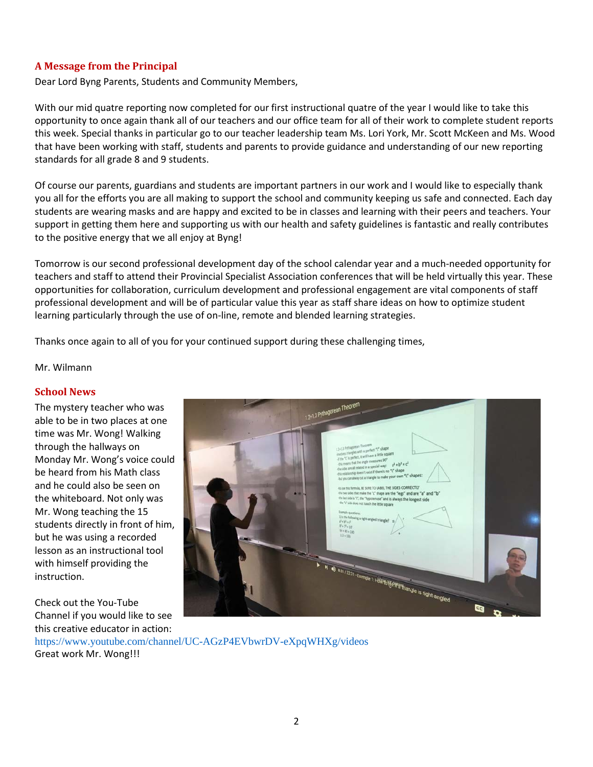## A Message from the Principal

Dear Lord Byng Parents, Students and Community Members,

With our mid quatre reporting now completed for our first instructional quatre of the year I would like to take this opportunity to once again thank all of our teachers and our office team for all of their work to complete student reports this week. Special thanks in particular go to our teacher leadership team Ms. Lori York, Mr. Scott McKeen and Ms. Wood that have been working with staff, students and parents to provide guidance and understanding of our new reporting standards for all grade 8 and 9 students.

Of course our parents, guardians and students are important partners in our work and I would like to especially thank you all for the efforts you are all making to support the school and community keeping us safe and connected. Each day students are wearing masks and are happy and excited to be in classes and learning with their peers and teachers. Your support in getting them here and supporting us with our health and safety guidelines is fantastic and really contributes to the positive energy that we all enjoy at Byng!

Tomorrow is our second professional development day of the school calendar year and a much-needed opportunity for teachers and staff to attend their Provincial Specialist Association conferences that will be held virtually this year. These opportunities for collaboration, curriculum development and professional engagement are vital components of staff professional development and will be of particular value this year as staff share ideas on how to optimize student learning particularly through the use of on-line, remote and blended learning strategies.

Thanks once again to all of you for your continued support during these challenging times,

Mr. Wilmann

## School News

The mystery teacher who was able to be in two places at one time was Mr. Wong! Walking through the hallways on Monday Mr. Wong's voice could be heard from his Math class and he could also be seen on the whiteboard. Not only was Mr. Wong teaching the 15 students directly in front of him, but he was using a recorded lesson as an instructional tool with himself providing the instruction.

Check out the You-Tube Channel if you would like to see this creative educator in action:
https://www.youtube.com/channel/UC-AGzP4EVbwrDV-eXpqWHXg/videos
Great work Mr. Wong!!!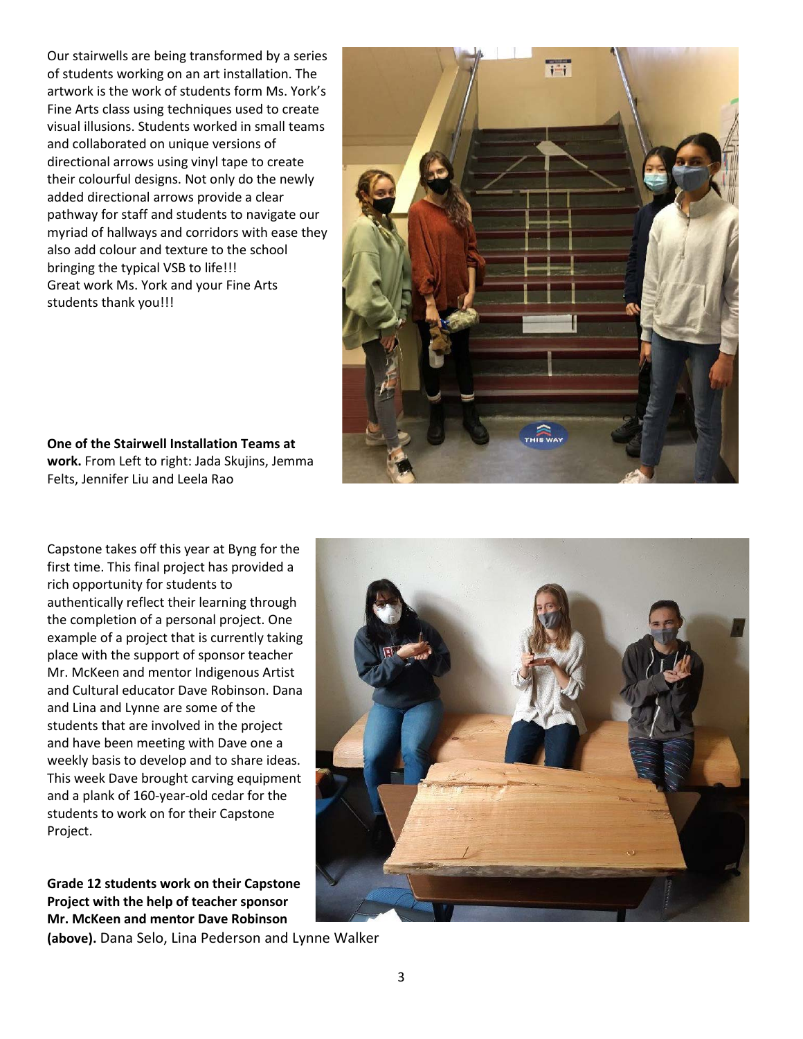Our stairwells are being transformed by a series of students working on an art installation. The artwork is the work of students form Ms. York's Fine Arts class using techniques used to create visual illusions. Students worked in small teams and collaborated on unique versions of directional arrows using vinyl tape to create their colourful designs. Not only do the newly added directional arrows provide a clear pathway for staff and students to navigate our myriad of hallways and corridors with ease they also add colour and texture to the school bringing the typical VSB to life!!!
Great work Ms. York and your Fine Arts students thank you!!!

**One of the Stairwell Installation Teams at work.** From Left to right: Jada Skujins, Jemma Felts, Jennifer Liu and Leela Rao

Capstone takes off this year at Byng for the first time. This final project has provided a rich opportunity for students to authentically reflect their learning through the completion of a personal project. One example of a project that is currently taking place with the support of sponsor teacher Mr. McKeen and mentor Indigenous Artist and Cultural educator Dave Robinson. Dana and Lina and Lynne are some of the students that are involved in the project and have been meeting with Dave one a weekly basis to develop and to share ideas. This week Dave brought carving equipment and a plank of 160-year-old cedar for the students to work on for their Capstone Project.

**Grade 12 students work on their Capstone Project with the help of teacher sponsor Mr. McKeen and mentor Dave Robinson (above).** Dana Selo, Lina Pederson and Lynne Walker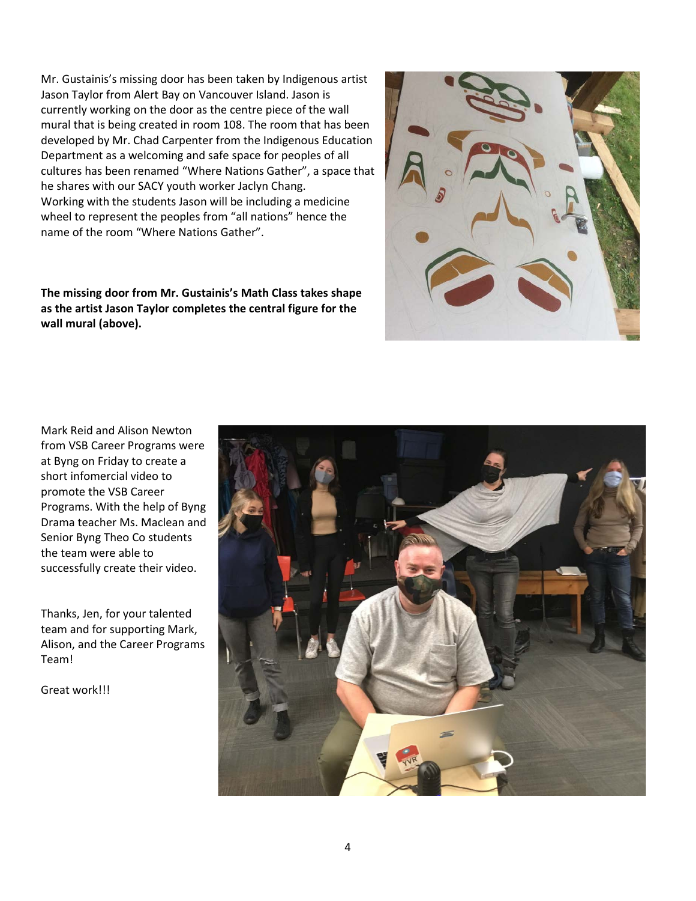Mr. Gustainis's missing door has been taken by Indigenous artist Jason Taylor from Alert Bay on Vancouver Island. Jason is currently working on the door as the centre piece of the wall mural that is being created in room 108. The room that has been developed by Mr. Chad Carpenter from the Indigenous Education Department as a welcoming and safe space for peoples of all cultures has been renamed "Where Nations Gather", a space that he shares with our SACY youth worker Jaclyn Chang. Working with the students Jason will be including a medicine wheel to represent the peoples from "all nations" hence the name of the room "Where Nations Gather".

**The missing door from Mr. Gustainis's Math Class takes shape as the artist Jason Taylor completes the central figure for the wall mural (above).**

Mark Reid and Alison Newton from VSB Career Programs were at Byng on Friday to create a short infomercial video to promote the VSB Career Programs. With the help of Byng Drama teacher Ms. Maclean and Senior Byng Theo Co students the team were able to successfully create their video.

Thanks, Jen, for your talented team and for supporting Mark, Alison, and the Career Programs Team!

Great work!!!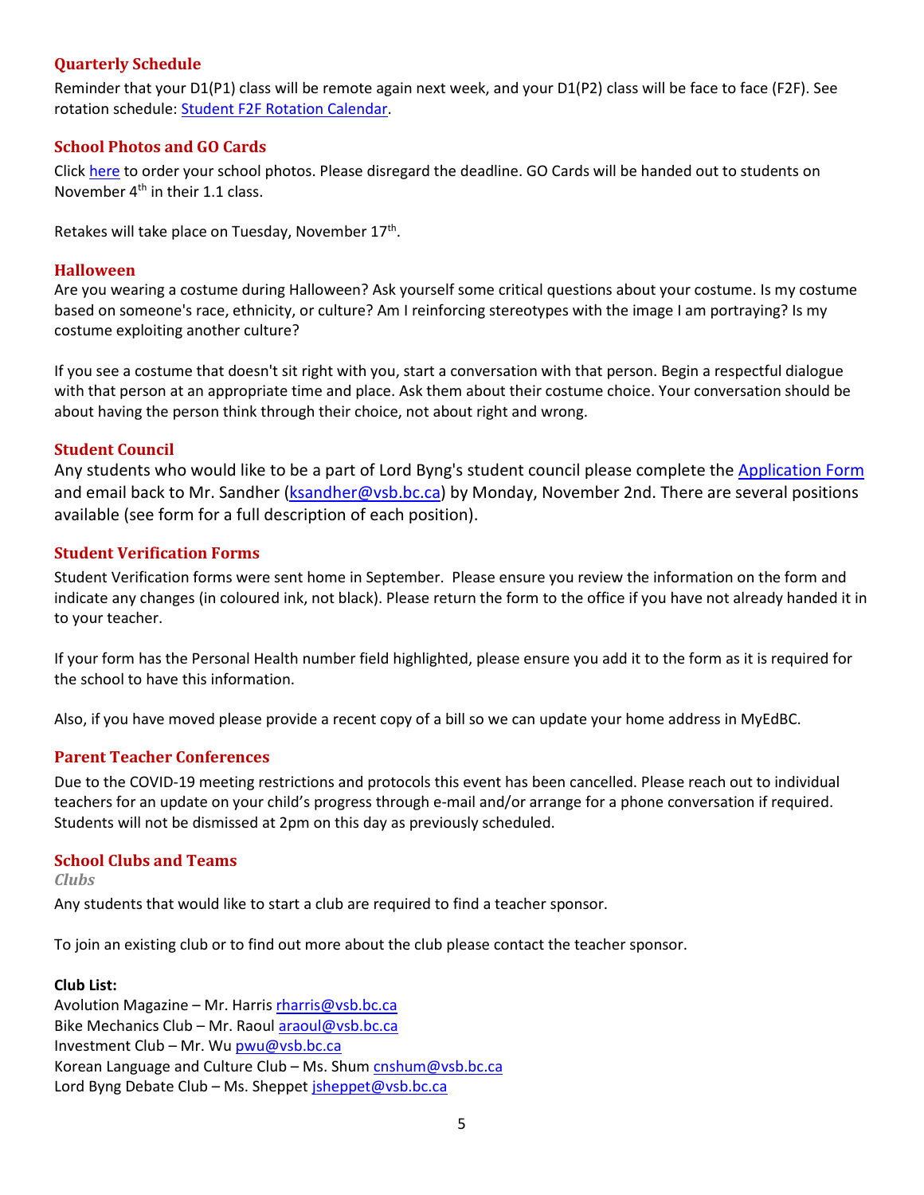## Quarterly Schedule

Reminder that your D1(P1) class will be remote again next week, and your D1(P2) class will be face to face (F2F). See rotation schedule: Student F2F Rotation Calendar.

## School Photos and GO Cards

Click here to order your school photos. Please disregard the deadline. GO Cards will be handed out to students on November 4th in their 1.1 class.

Retakes will take place on Tuesday, November 17th.

## Halloween

Are you wearing a costume during Halloween? Ask yourself some critical questions about your costume. Is my costume based on someone's race, ethnicity, or culture? Am I reinforcing stereotypes with the image I am portraying? Is my costume exploiting another culture?

If you see a costume that doesn't sit right with you, start a conversation with that person. Begin a respectful dialogue with that person at an appropriate time and place. Ask them about their costume choice. Your conversation should be about having the person think through their choice, not about right and wrong.

## Student Council

Any students who would like to be a part of Lord Byng's student council please complete the Application Form and email back to Mr. Sandher (ksandher@vsb.bc.ca) by Monday, November 2nd. There are several positions available (see form for a full description of each position).

## Student Verification Forms

Student Verification forms were sent home in September. Please ensure you review the information on the form and indicate any changes (in coloured ink, not black). Please return the form to the office if you have not already handed it in to your teacher.

If your form has the Personal Health number field highlighted, please ensure you add it to the form as it is required for the school to have this information.

Also, if you have moved please provide a recent copy of a bill so we can update your home address in MyEdBC.

## Parent Teacher Conferences

Due to the COVID-19 meeting restrictions and protocols this event has been cancelled. Please reach out to individual teachers for an update on your child's progress through e-mail and/or arrange for a phone conversation if required. Students will not be dismissed at 2pm on this day as previously scheduled.

## School Clubs and Teams

### *Clubs*

Any students that would like to start a club are required to find a teacher sponsor.

To join an existing club or to find out more about the club please contact the teacher sponsor.

**Club List:**

Avolution Magazine – Mr. Harris rharris@vsb.bc.ca
Bike Mechanics Club – Mr. Raoul araoul@vsb.bc.ca
Investment Club – Mr. Wu pwu@vsb.bc.ca
Korean Language and Culture Club – Ms. Shum cnshum@vsb.bc.ca
Lord Byng Debate Club – Ms. Sheppet jsheppet@vsb.bc.ca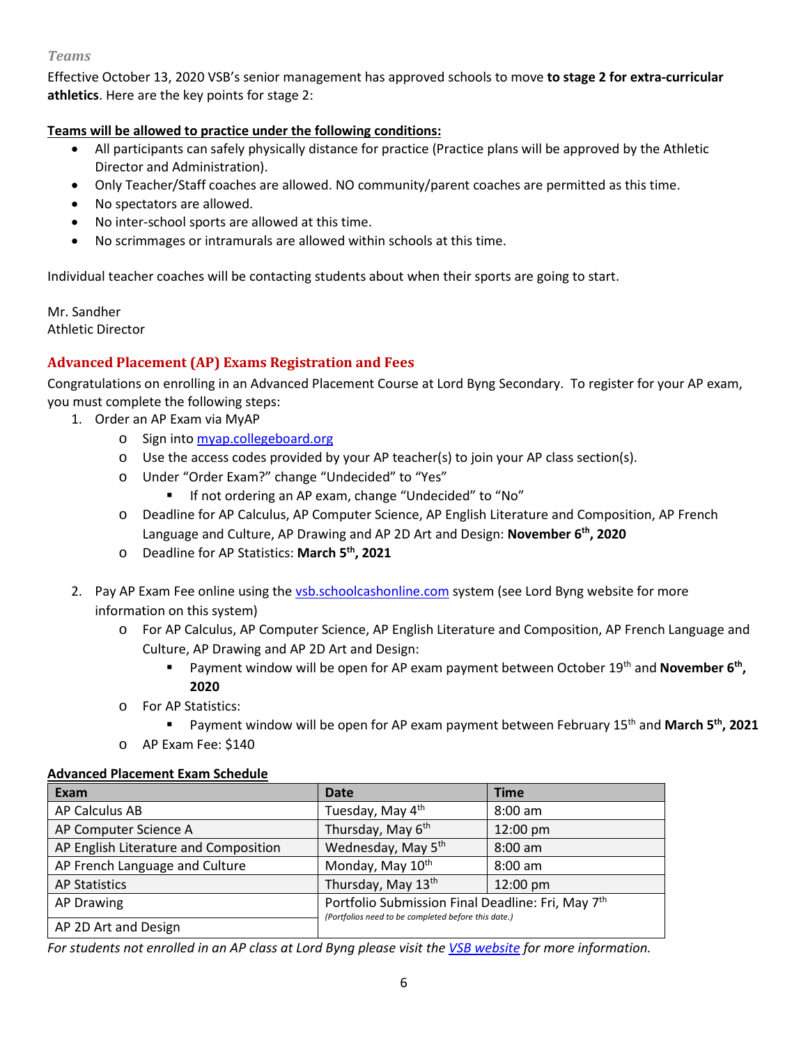### *Teams*

Effective October 13, 2020 VSB's senior management has approved schools to move **to stage 2 for extra-curricular athletics**. Here are the key points for stage 2:

**Teams will be allowed to practice under the following conditions:**

- All participants can safely physically distance for practice (Practice plans will be approved by the Athletic Director and Administration).
- Only Teacher/Staff coaches are allowed. NO community/parent coaches are permitted as this time.
- No spectators are allowed.
- No inter-school sports are allowed at this time.
- No scrimmages or intramurals are allowed within schools at this time.

Individual teacher coaches will be contacting students about when their sports are going to start.

Mr. Sandher
Athletic Director

## Advanced Placement (AP) Exams Registration and Fees

Congratulations on enrolling in an Advanced Placement Course at Lord Byng Secondary. To register for your AP exam, you must complete the following steps:

1. Order an AP Exam via MyAP
   - Sign into [myap.collegeboard.org](myap.collegeboard.org)
   - Use the access codes provided by your AP teacher(s) to join your AP class section(s).
   - Under "Order Exam?" change "Undecided" to "Yes"
     - If not ordering an AP exam, change "Undecided" to "No"
   - Deadline for AP Calculus, AP Computer Science, AP English Literature and Composition, AP French Language and Culture, AP Drawing and AP 2D Art and Design: **November 6th, 2020**
   - Deadline for AP Statistics: **March 5th, 2021**

2. Pay AP Exam Fee online using the [vsb.schoolcashonline.com](vsb.schoolcashonline.com) system (see Lord Byng website for more information on this system)
   - For AP Calculus, AP Computer Science, AP English Literature and Composition, AP French Language and Culture, AP Drawing and AP 2D Art and Design:
     - Payment window will be open for AP exam payment between October 19th and **November 6th, 2020**
   - For AP Statistics:
     - Payment window will be open for AP exam payment between February 15th and **March 5th, 2021**
   - AP Exam Fee: $140

**Advanced Placement Exam Schedule**

| Exam | Date | Time |
|---|---|---|
| AP Calculus AB | Tuesday, May 4th | 8:00 am |
| AP Computer Science A | Thursday, May 6th | 12:00 pm |
| AP English Literature and Composition | Wednesday, May 5th | 8:00 am |
| AP French Language and Culture | Monday, May 10th | 8:00 am |
| AP Statistics | Thursday, May 13th | 12:00 pm |
| AP Drawing | Portfolio Submission Final Deadline: Fri, May 7th *(Portfolios need to be completed before this date.)* | |
| AP 2D Art and Design | | |

*For students not enrolled in an AP class at Lord Byng please visit the [VSB website](VSB website) for more information.*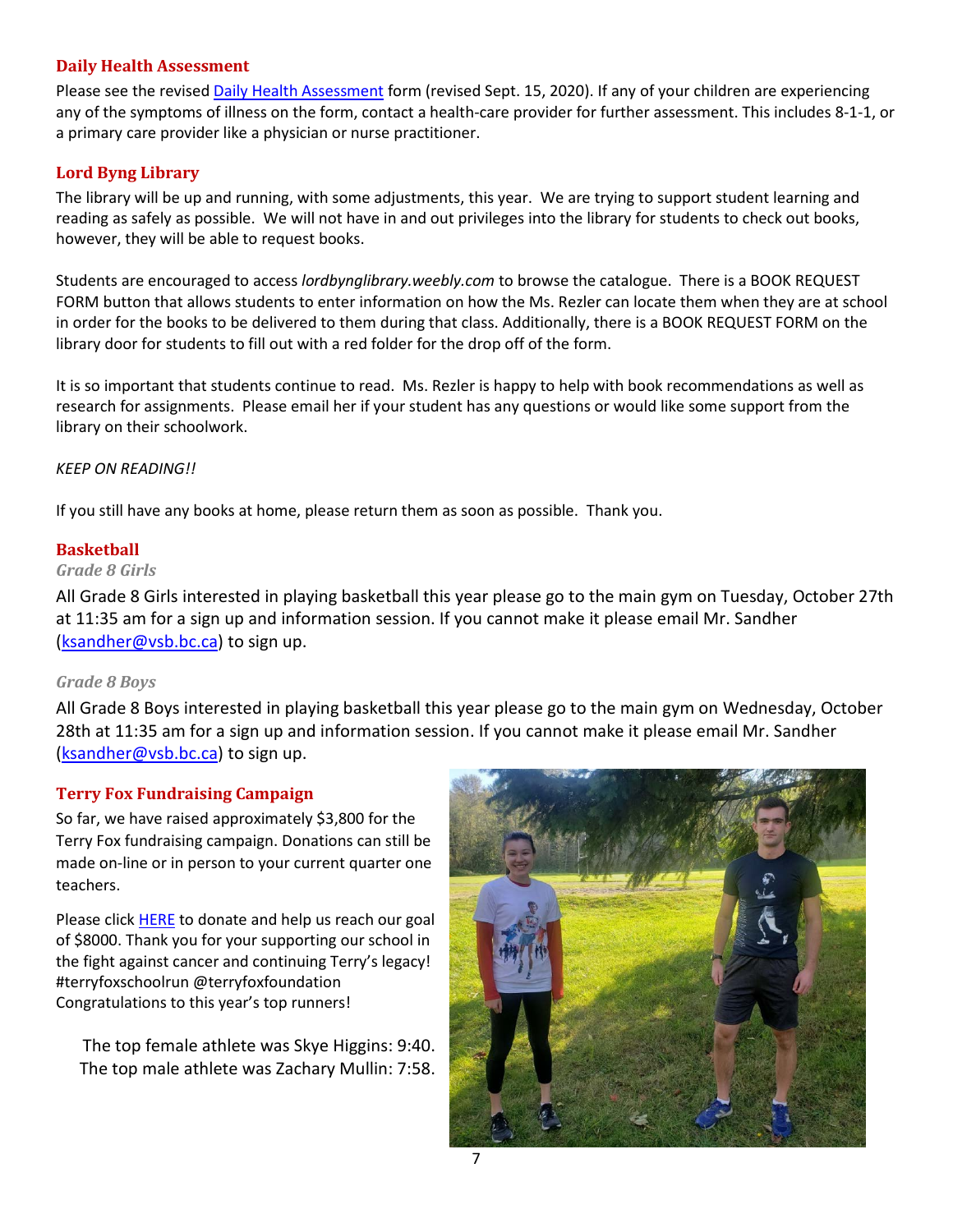## Daily Health Assessment

Please see the revised [Daily Health Assessment](#) form (revised Sept. 15, 2020). If any of your children are experiencing any of the symptoms of illness on the form, contact a health-care provider for further assessment. This includes 8-1-1, or a primary care provider like a physician or nurse practitioner.

## Lord Byng Library

The library will be up and running, with some adjustments, this year. We are trying to support student learning and reading as safely as possible. We will not have in and out privileges into the library for students to check out books, however, they will be able to request books.

Students are encouraged to access *lordbynglibrary.weebly.com* to browse the catalogue. There is a BOOK REQUEST FORM button that allows students to enter information on how the Ms. Rezler can locate them when they are at school in order for the books to be delivered to them during that class. Additionally, there is a BOOK REQUEST FORM on the library door for students to fill out with a red folder for the drop off of the form.

It is so important that students continue to read. Ms. Rezler is happy to help with book recommendations as well as research for assignments. Please email her if your student has any questions or would like some support from the library on their schoolwork.

*KEEP ON READING!!*

If you still have any books at home, please return them as soon as possible. Thank you.

## Basketball

### *Grade 8 Girls*

All Grade 8 Girls interested in playing basketball this year please go to the main gym on Tuesday, October 27th at 11:35 am for a sign up and information session. If you cannot make it please email Mr. Sandher (ksandher@vsb.bc.ca) to sign up.

### *Grade 8 Boys*

All Grade 8 Boys interested in playing basketball this year please go to the main gym on Wednesday, October 28th at 11:35 am for a sign up and information session. If you cannot make it please email Mr. Sandher (ksandher@vsb.bc.ca) to sign up.

## Terry Fox Fundraising Campaign

So far, we have raised approximately $3,800 for the Terry Fox fundraising campaign. Donations can still be made on-line or in person to your current quarter one teachers.

Please click [HERE](#) to donate and help us reach our goal of $8000. Thank you for your supporting our school in the fight against cancer and continuing Terry's legacy! #terryfoxschoolrun @terryfoxfoundation
Congratulations to this year's top runners!

The top female athlete was Skye Higgins: 9:40.
The top male athlete was Zachary Mullin: 7:58.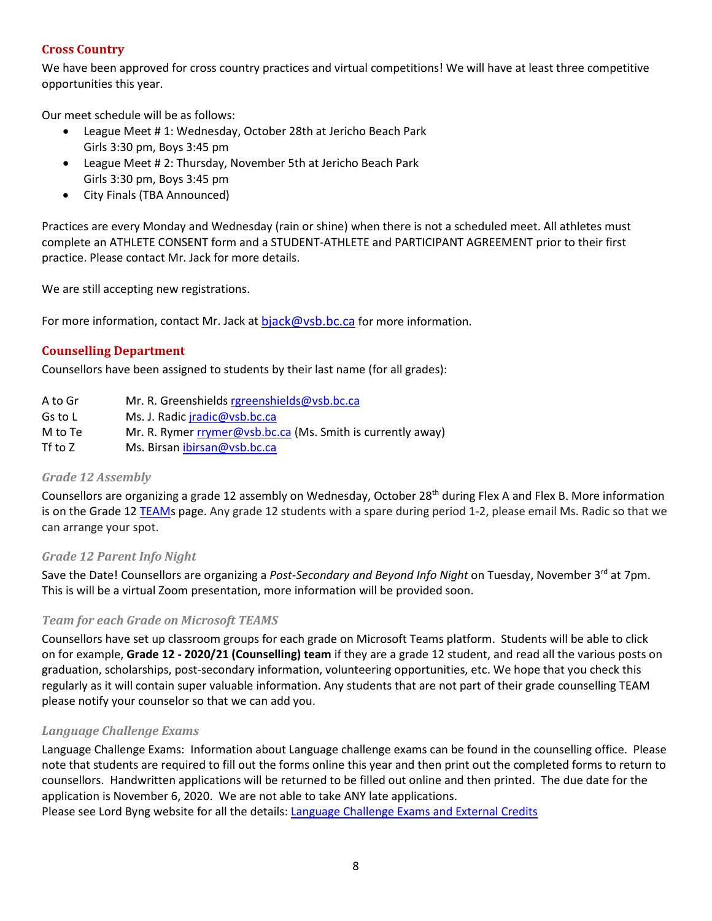## Cross Country

We have been approved for cross country practices and virtual competitions! We will have at least three competitive opportunities this year.

Our meet schedule will be as follows:

- League Meet # 1: Wednesday, October 28th at Jericho Beach Park
  Girls 3:30 pm, Boys 3:45 pm
- League Meet # 2: Thursday, November 5th at Jericho Beach Park
  Girls 3:30 pm, Boys 3:45 pm
- City Finals (TBA Announced)

Practices are every Monday and Wednesday (rain or shine) when there is not a scheduled meet. All athletes must complete an ATHLETE CONSENT form and a STUDENT-ATHLETE and PARTICIPANT AGREEMENT prior to their first practice. Please contact Mr. Jack for more details.

We are still accepting new registrations.

For more information, contact Mr. Jack at bjack@vsb.bc.ca for more information.

## Counselling Department

Counsellors have been assigned to students by their last name (for all grades):

| | |
|---|---|
| A to Gr | Mr. R. Greenshields rgreenshields@vsb.bc.ca |
| Gs to L | Ms. J. Radic jradic@vsb.bc.ca |
| M to Te | Mr. R. Rymer rrymer@vsb.bc.ca (Ms. Smith is currently away) |
| Tf to Z | Ms. Birsan ibirsan@vsb.bc.ca |

### *Grade 12 Assembly*

Counsellors are organizing a grade 12 assembly on Wednesday, October 28th during Flex A and Flex B. More information is on the Grade 12 TEAMs page. Any grade 12 students with a spare during period 1-2, please email Ms. Radic so that we can arrange your spot.

### *Grade 12 Parent Info Night*

Save the Date! Counsellors are organizing a *Post-Secondary and Beyond Info Night* on Tuesday, November 3rd at 7pm. This is will be a virtual Zoom presentation, more information will be provided soon.

### *Team for each Grade on Microsoft TEAMS*

Counsellors have set up classroom groups for each grade on Microsoft Teams platform. Students will be able to click on for example, **Grade 12 - 2020/21 (Counselling) team** if they are a grade 12 student, and read all the various posts on graduation, scholarships, post-secondary information, volunteering opportunities, etc. We hope that you check this regularly as it will contain super valuable information. Any students that are not part of their grade counselling TEAM please notify your counselor so that we can add you.

### *Language Challenge Exams*

Language Challenge Exams: Information about Language challenge exams can be found in the counselling office. Please note that students are required to fill out the forms online this year and then print out the completed forms to return to counsellors. Handwritten applications will be returned to be filled out online and then printed. The due date for the application is November 6, 2020. We are not able to take ANY late applications.

Please see Lord Byng website for all the details: Language Challenge Exams and External Credits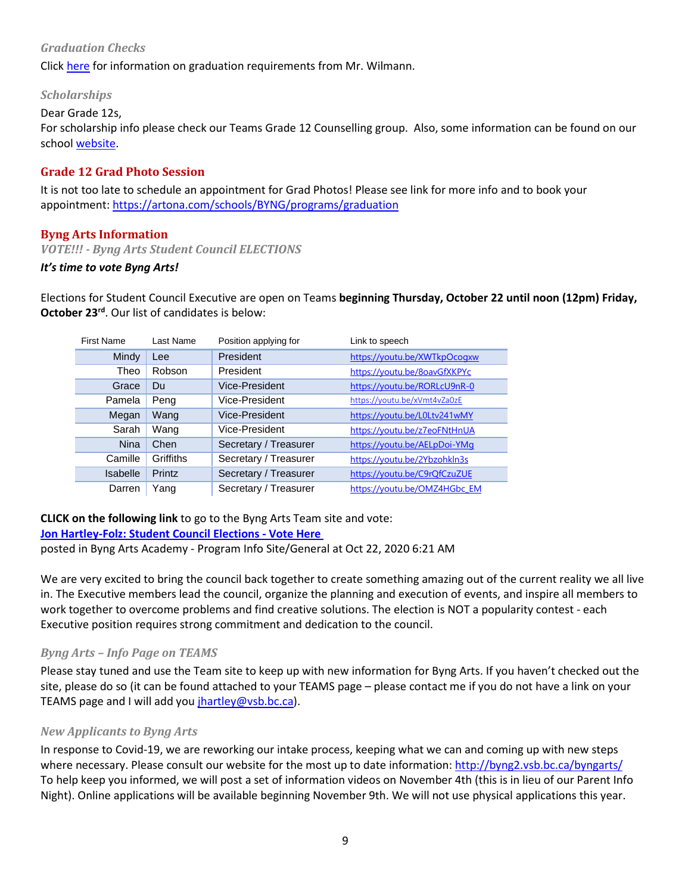### *Graduation Checks*

Click here for information on graduation requirements from Mr. Wilmann.

### *Scholarships*

Dear Grade 12s,
For scholarship info please check our Teams Grade 12 Counselling group. Also, some information can be found on our school website.

## Grade 12 Grad Photo Session

It is not too late to schedule an appointment for Grad Photos! Please see link for more info and to book your appointment: https://artona.com/schools/BYNG/programs/graduation

## Byng Arts Information

### *VOTE!!! - Byng Arts Student Council ELECTIONS*

***It's time to vote Byng Arts!***

Elections for Student Council Executive are open on Teams **beginning Thursday, October 22 until noon (12pm) Friday, October 23rd**. Our list of candidates is below:

| First Name | Last Name | Position applying for | Link to speech |
|---|---|---|---|
| Mindy | Lee | President | https://youtu.be/XWTkpOcogxw |
| Theo | Robson | President | https://youtu.be/8oavGfXKPYc |
| Grace | Du | Vice-President | https://youtu.be/RORLcU9nR-0 |
| Pamela | Peng | Vice-President | https://youtu.be/xVmt4vZa0zE |
| Megan | Wang | Vice-President | https://youtu.be/L0Ltv241wMY |
| Sarah | Wang | Vice-President | https://youtu.be/z7eoFNtHnUA |
| Nina | Chen | Secretary / Treasurer | https://youtu.be/AELpDoi-YMg |
| Camille | Griffiths | Secretary / Treasurer | https://youtu.be/2Ybzohkln3s |
| Isabelle | Printz | Secretary / Treasurer | https://youtu.be/C9rQfCzuZUE |
| Darren | Yang | Secretary / Treasurer | https://youtu.be/OMZ4HGbc_EM |

**CLICK on the following link** to go to the Byng Arts Team site and vote:
**Jon Hartley-Folz: Student Council Elections - Vote Here**
posted in Byng Arts Academy - Program Info Site/General at Oct 22, 2020 6:21 AM

We are very excited to bring the council back together to create something amazing out of the current reality we all live in. The Executive members lead the council, organize the planning and execution of events, and inspire all members to work together to overcome problems and find creative solutions. The election is NOT a popularity contest - each Executive position requires strong commitment and dedication to the council.

### *Byng Arts – Info Page on TEAMS*

Please stay tuned and use the Team site to keep up with new information for Byng Arts. If you haven't checked out the site, please do so (it can be found attached to your TEAMS page – please contact me if you do not have a link on your TEAMS page and I will add you jhartley@vsb.bc.ca).

### *New Applicants to Byng Arts*

In response to Covid-19, we are reworking our intake process, keeping what we can and coming up with new steps where necessary. Please consult our website for the most up to date information: http://byng2.vsb.bc.ca/byngarts/
To help keep you informed, we will post a set of information videos on November 4th (this is in lieu of our Parent Info Night). Online applications will be available beginning November 9th. We will not use physical applications this year.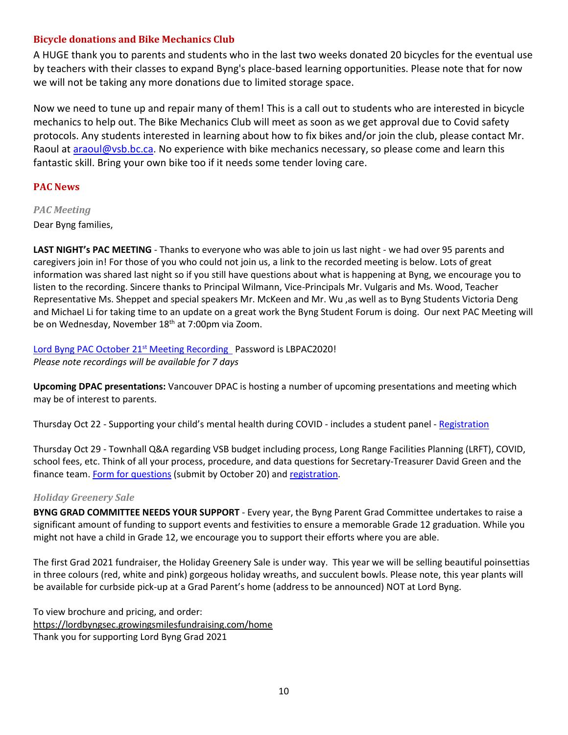## Bicycle donations and Bike Mechanics Club

A HUGE thank you to parents and students who in the last two weeks donated 20 bicycles for the eventual use by teachers with their classes to expand Byng's place-based learning opportunities. Please note that for now we will not be taking any more donations due to limited storage space.

Now we need to tune up and repair many of them! This is a call out to students who are interested in bicycle mechanics to help out. The Bike Mechanics Club will meet as soon as we get approval due to Covid safety protocols. Any students interested in learning about how to fix bikes and/or join the club, please contact Mr. Raoul at [araoul@vsb.bc.ca](mailto:araoul@vsb.bc.ca). No experience with bike mechanics necessary, so please come and learn this fantastic skill. Bring your own bike too if it needs some tender loving care.

## PAC News

### *PAC Meeting*

Dear Byng families,

**LAST NIGHT's PAC MEETING** - Thanks to everyone who was able to join us last night - we had over 95 parents and caregivers join in! For those of you who could not join us, a link to the recorded meeting is below. Lots of great information was shared last night so if you still have questions about what is happening at Byng, we encourage you to listen to the recording. Sincere thanks to Principal Wilmann, Vice-Principals Mr. Vulgaris and Ms. Wood, Teacher Representative Ms. Sheppet and special speakers Mr. McKeen and Mr. Wu ,as well as to Byng Students Victoria Deng and Michael Li for taking time to an update on a great work the Byng Student Forum is doing. Our next PAC Meeting will be on Wednesday, November 18th at 7:00pm via Zoom.

Lord Byng PAC October 21st Meeting Recording Password is LBPAC2020!
*Please note recordings will be available for 7 days*

**Upcoming DPAC presentations:** Vancouver DPAC is hosting a number of upcoming presentations and meeting which may be of interest to parents.

Thursday Oct 22 - Supporting your child's mental health during COVID - includes a student panel - Registration

Thursday Oct 29 - Townhall Q&A regarding VSB budget including process, Long Range Facilities Planning (LRFT), COVID, school fees, etc. Think of all your process, procedure, and data questions for Secretary-Treasurer David Green and the finance team. Form for questions (submit by October 20) and registration.

### *Holiday Greenery Sale*

**BYNG GRAD COMMITTEE NEEDS YOUR SUPPORT** - Every year, the Byng Parent Grad Committee undertakes to raise a significant amount of funding to support events and festivities to ensure a memorable Grade 12 graduation. While you might not have a child in Grade 12, we encourage you to support their efforts where you are able.

The first Grad 2021 fundraiser, the Holiday Greenery Sale is under way. This year we will be selling beautiful poinsettias in three colours (red, white and pink) gorgeous holiday wreaths, and succulent bowls. Please note, this year plants will be available for curbside pick-up at a Grad Parent's home (address to be announced) NOT at Lord Byng.

To view brochure and pricing, and order:
https://lordbyngsec.growingsmilesfundraising.com/home
Thank you for supporting Lord Byng Grad 2021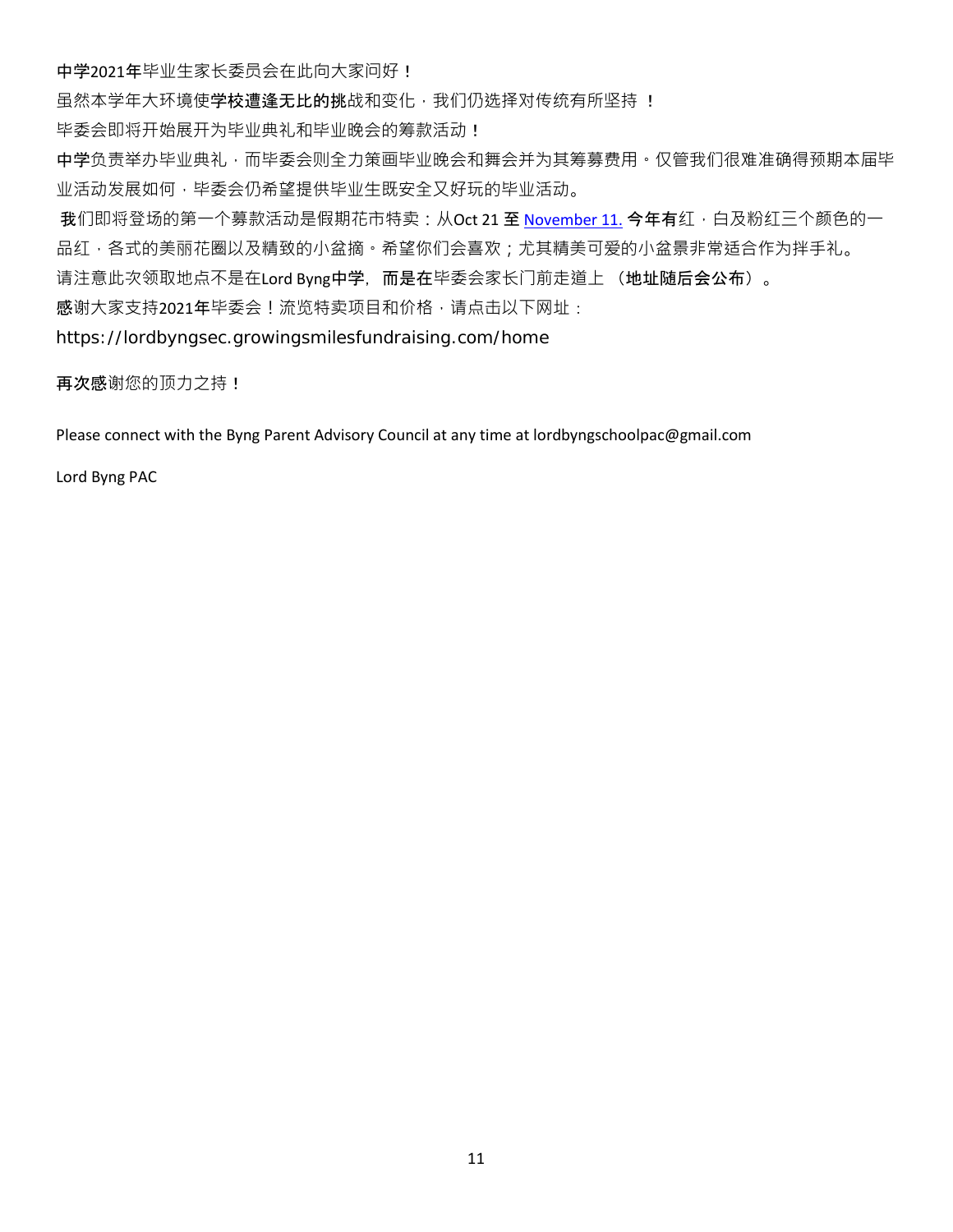中学2021年毕业生家长委员会在此向大家问好！

虽然本学年大环境使学校遭逢无比的挑战和变化，我们仍选择对传统有所坚持 ！

毕委会即将开始展开为毕业典礼和毕业晚会的筹款活动！

中学负责举办毕业典礼，而毕委会则全力策画毕业晚会和舞会并为其筹募费用。仅管我们很难准确得预期本届毕业活动发展如何，毕委会仍希望提供毕业生既安全又好玩的毕业活动。

我们即将登场的第一个募款活动是假期花市特卖：从Oct 21 至 November 11. 今年有红，白及粉红三个颜色的一品红，各式的美丽花圈以及精致的小盆摘。希望你们会喜欢；尤其精美可爱的小盆景非常适合作为拌手礼。

请注意此次领取地点不是在Lord Byng中学，而是在毕委会家长门前走道上 （地址随后会公布）。

感谢大家支持2021年毕委会！流览特卖项目和价格，请点击以下网址：

https://lordbyngsec.growingsmilesfundraising.com/home

再次感谢您的顶力之持！

Please connect with the Byng Parent Advisory Council at any time at lordbyngschoolpac@gmail.com

Lord Byng PAC